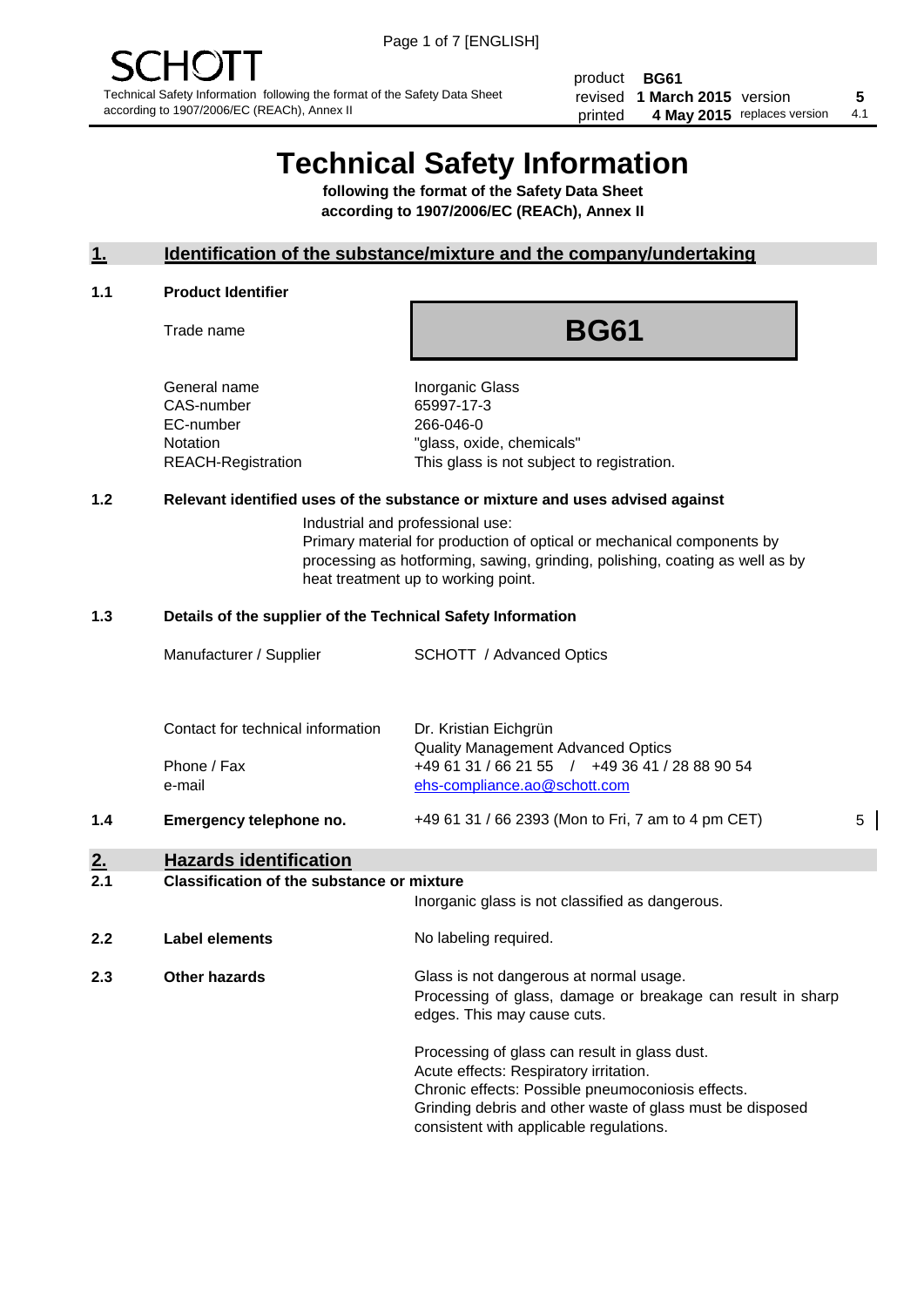SCHOTT

Technical Safety Information following the format of the Safety Data Sheet according to 1907/2006/EC (REACh), Annex II

| | | | |
|---|---|---|---|
| product | **BG61** | | |
| revised | **1 March 2015** | version | **5** |
| printed | **4 May 2015** | replaces version | 4.1 |

# Technical Safety Information

**following the format of the Safety Data Sheet according to 1907/2006/EC (REACh), Annex II**

## 1. Identification of the substance/mixture and the company/undertaking

### 1.1 Product Identifier

| | |
|---|---|
| Trade name | **BG61** |
| General name | Inorganic Glass |
| CAS-number | 65997-17-3 |
| EC-number | 266-046-0 |
| Notation | "glass, oxide, chemicals" |
| REACH-Registration | This glass is not subject to registration. |

### 1.2 Relevant identified uses of the substance or mixture and uses advised against

Industrial and professional use:
Primary material for production of optical or mechanical components by processing as hotforming, sawing, grinding, polishing, coating as well as by heat treatment up to working point.

### 1.3 Details of the supplier of the Technical Safety Information

| | |
|---|---|
| Manufacturer / Supplier | SCHOTT / Advanced Optics |
| Contact for technical information | Dr. Kristian Eichgrün<br>Quality Management Advanced Optics |
| Phone / Fax | +49 61 31 / 66 21 55 / +49 36 41 / 28 88 90 54 |
| e-mail | ehs-compliance.ao@schott.com |

### 1.4 Emergency telephone no.

+49 61 31 / 66 2393 (Mon to Fri, 7 am to 4 pm CET) 5

## 2. Hazards identification

### 2.1 Classification of the substance or mixture

Inorganic glass is not classified as dangerous.

### 2.2 Label elements

No labeling required.

### 2.3 Other hazards

Glass is not dangerous at normal usage.
Processing of glass, damage or breakage can result in sharp edges. This may cause cuts.

Processing of glass can result in glass dust.
Acute effects: Respiratory irritation.
Chronic effects: Possible pneumoconiosis effects.
Grinding debris and other waste of glass must be disposed consistent with applicable regulations.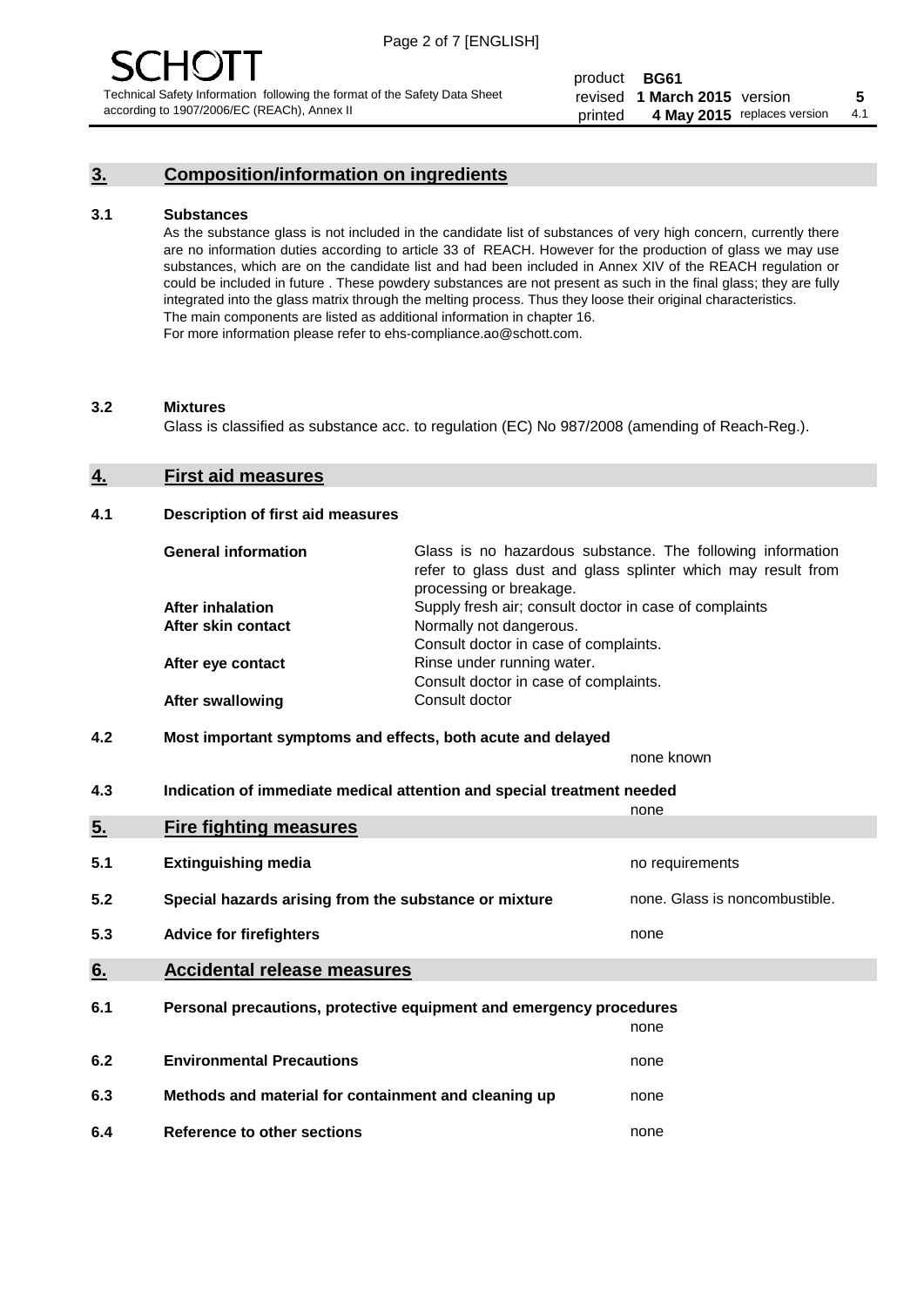## 3. Composition/information on ingredients

### 3.1 Substances

As the substance glass is not included in the candidate list of substances of very high concern, currently there are no information duties according to article 33 of REACH. However for the production of glass we may use substances, which are on the candidate list and had been included in Annex XIV of the REACH regulation or could be included in future . These powdery substances are not present as such in the final glass; they are fully integrated into the glass matrix through the melting process. Thus they loose their original characteristics. The main components are listed as additional information in chapter 16. For more information please refer to ehs-compliance.ao@schott.com.

### 3.2 Mixtures

Glass is classified as substance acc. to regulation (EC) No 987/2008 (amending of Reach-Reg.).

## 4. First aid measures

### 4.1 Description of first aid measures

| | |
|---|---|
| **General information** | Glass is no hazardous substance. The following information refer to glass dust and glass splinter which may result from processing or breakage. |
| **After inhalation** | Supply fresh air; consult doctor in case of complaints |
| **After skin contact** | Normally not dangerous. Consult doctor in case of complaints. |
| **After eye contact** | Rinse under running water. Consult doctor in case of complaints. |
| **After swallowing** | Consult doctor |

### 4.2 Most important symptoms and effects, both acute and delayed

none known

### 4.3 Indication of immediate medical attention and special treatment needed

none

## 5. Fire fighting measures

| | | |
|---|---|---|
| **5.1** | **Extinguishing media** | no requirements |
| **5.2** | **Special hazards arising from the substance or mixture** | none. Glass is noncombustible. |
| **5.3** | **Advice for firefighters** | none |

## 6. Accidental release measures

| | | |
|---|---|---|
| **6.1** | **Personal precautions, protective equipment and emergency procedures** | none |
| **6.2** | **Environmental Precautions** | none |
| **6.3** | **Methods and material for containment and cleaning up** | none |
| **6.4** | **Reference to other sections** | none |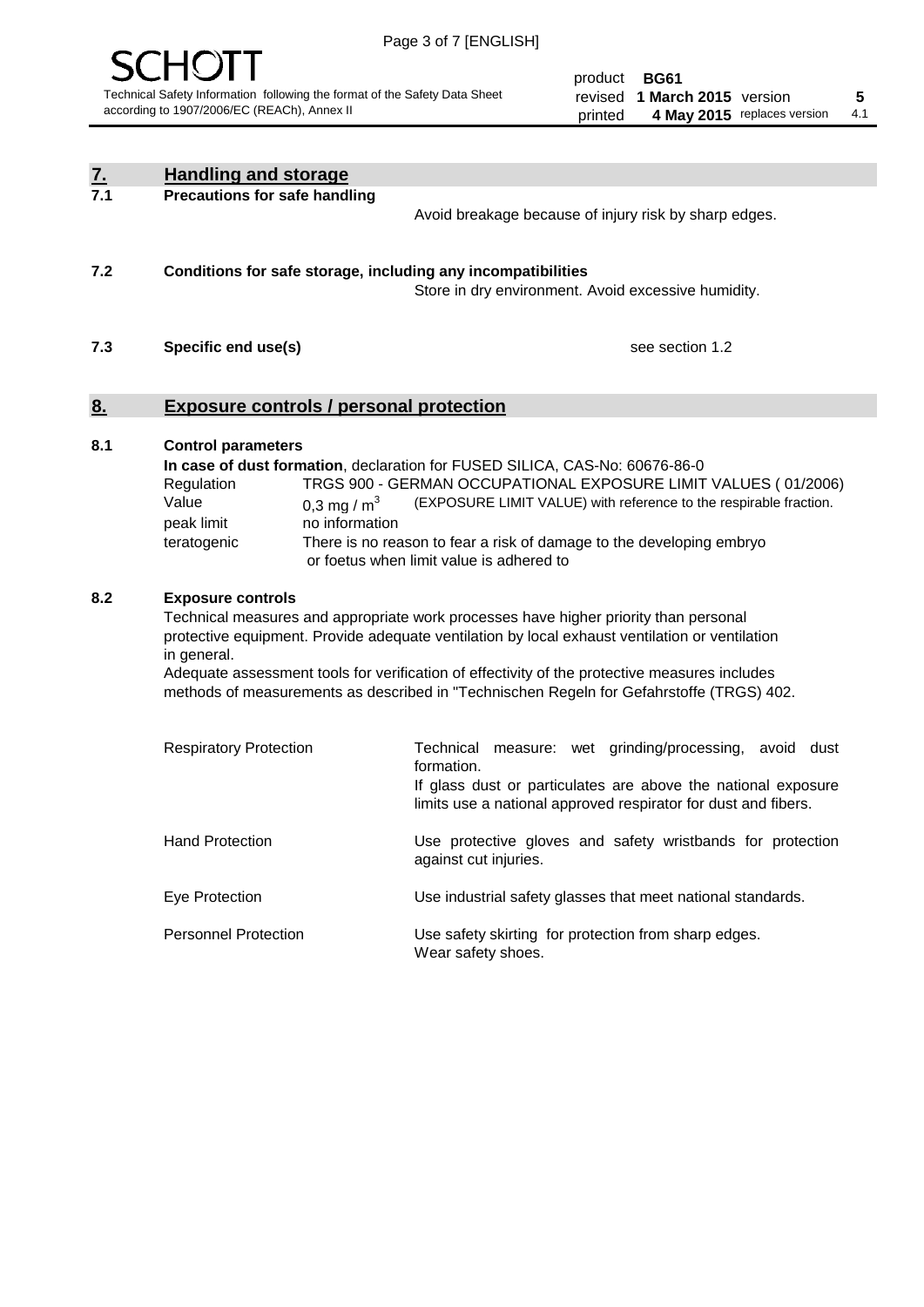## 7. Handling and storage

### 7.1 Precautions for safe handling

Avoid breakage because of injury risk by sharp edges.

### 7.2 Conditions for safe storage, including any incompatibilities

Store in dry environment. Avoid excessive humidity.

### 7.3 Specific end use(s)

see section 1.2

## 8. Exposure controls / personal protection

### 8.1 Control parameters

**In case of dust formation**, declaration for FUSED SILICA, CAS-No: 60676-86-0

| | | |
|---|---|---|
| Regulation | TRGS 900 - GERMAN OCCUPATIONAL EXPOSURE LIMIT VALUES ( 01/2006) | |
| Value | 0,3 mg / $m^3$ | (EXPOSURE LIMIT VALUE) with reference to the respirable fraction. |
| peak limit | no information | |
| teratogenic | There is no reason to fear a risk of damage to the developing embryo or foetus when limit value is adhered to | |

### 8.2 Exposure controls

Technical measures and appropriate work processes have higher priority than personal protective equipment. Provide adequate ventilation by local exhaust ventilation or ventilation in general.

Adequate assessment tools for verification of effectivity of the protective measures includes methods of measurements as described in "Technischen Regeln for Gefahrstoffe (TRGS) 402.

| | |
|---|---|
| Respiratory Protection | Technical measure: wet grinding/processing, avoid dust formation. If glass dust or particulates are above the national exposure limits use a national approved respirator for dust and fibers. |
| Hand Protection | Use protective gloves and safety wristbands for protection against cut injuries. |
| Eye Protection | Use industrial safety glasses that meet national standards. |
| Personnel Protection | Use safety skirting for protection from sharp edges. Wear safety shoes. |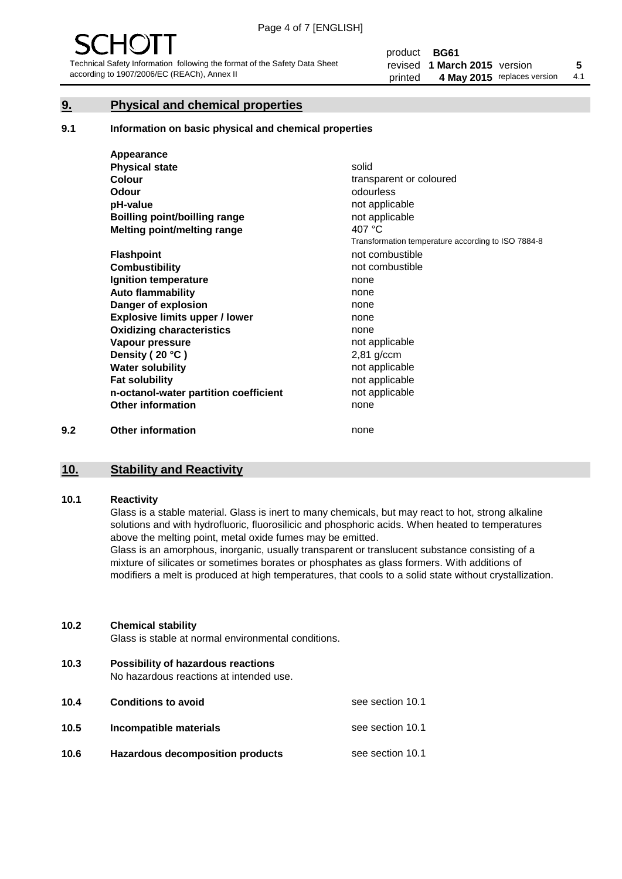## 9. Physical and chemical properties

### 9.1 Information on basic physical and chemical properties

| | |
|---|---|
| **Appearance** | |
| **Physical state** | solid |
| **Colour** | transparent or coloured |
| **Odour** | odourless |
| **pH-value** | not applicable |
| **Boilling point/boilling range** | not applicable |
| **Melting point/melting range** | 407 °C<br>Transformation temperature according to ISO 7884-8 |
| **Flashpoint** | not combustible |
| **Combustibility** | not combustible |
| **Ignition temperature** | none |
| **Auto flammability** | none |
| **Danger of explosion** | none |
| **Explosive limits upper / lower** | none |
| **Oxidizing characteristics** | none |
| **Vapour pressure** | not applicable |
| **Density ( 20 °C )** | 2,81 g/ccm |
| **Water solubility** | not applicable |
| **Fat solubility** | not applicable |
| **n-octanol-water partition coefficient** | not applicable |
| **Other information** | none |

### 9.2 Other information

none

## 10. Stability and Reactivity

### 10.1 Reactivity

Glass is a stable material. Glass is inert to many chemicals, but may react to hot, strong alkaline solutions and with hydrofluoric, fluorosilicic and phosphoric acids. When heated to temperatures above the melting point, metal oxide fumes may be emitted.

Glass is an amorphous, inorganic, usually transparent or translucent substance consisting of a mixture of silicates or sometimes borates or phosphates as glass formers. With additions of modifiers a melt is produced at high temperatures, that cools to a solid state without crystallization.

### 10.2 Chemical stability

Glass is stable at normal environmental conditions.

### 10.3 Possibility of hazardous reactions

No hazardous reactions at intended use.

### 10.4 Conditions to avoid

see section 10.1

### 10.5 Incompatible materials

see section 10.1

### 10.6 Hazardous decomposition products

see section 10.1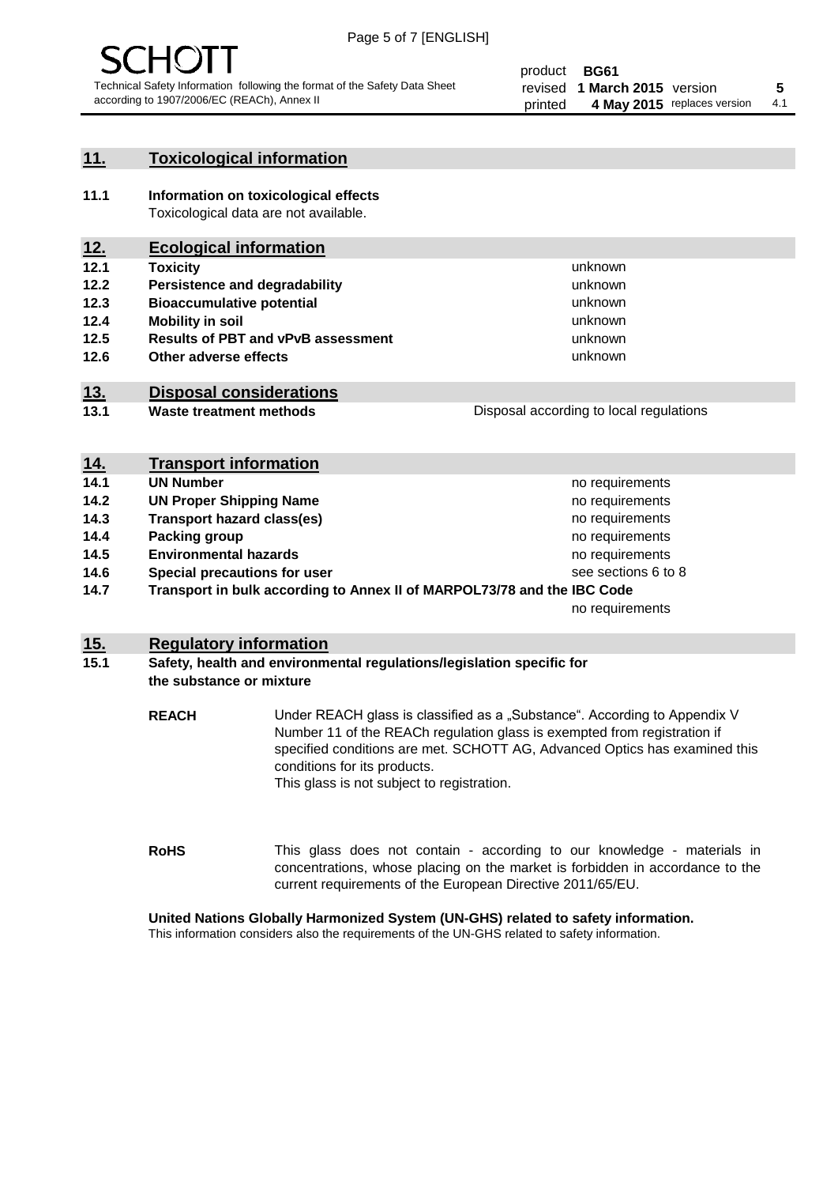## 11. Toxicological information

**11.1 Information on toxicological effects**
Toxicological data are not available.

## 12. Ecological information

| | | |
|---|---|---|
| **12.1** | **Toxicity** | unknown |
| **12.2** | **Persistence and degradability** | unknown |
| **12.3** | **Bioaccumulative potential** | unknown |
| **12.4** | **Mobility in soil** | unknown |
| **12.5** | **Results of PBT and vPvB assessment** | unknown |
| **12.6** | **Other adverse effects** | unknown |

## 13. Disposal considerations

| | | |
|---|---|---|
| **13.1** | **Waste treatment methods** | Disposal according to local regulations |

## 14. Transport information

| | | |
|---|---|---|
| **14.1** | **UN Number** | no requirements |
| **14.2** | **UN Proper Shipping Name** | no requirements |
| **14.3** | **Transport hazard class(es)** | no requirements |
| **14.4** | **Packing group** | no requirements |
| **14.5** | **Environmental hazards** | no requirements |
| **14.6** | **Special precautions for user** | see sections 6 to 8 |
| **14.7** | **Transport in bulk according to Annex II of MARPOL73/78 and the IBC Code** | no requirements |

## 15. Regulatory information

**15.1 Safety, health and environmental regulations/legislation specific for the substance or mixture**

**REACH** Under REACH glass is classified as a „Substance". According to Appendix V Number 11 of the REACh regulation glass is exempted from registration if specified conditions are met. SCHOTT AG, Advanced Optics has examined this conditions for its products.
This glass is not subject to registration.

**RoHS** This glass does not contain - according to our knowledge - materials in concentrations, whose placing on the market is forbidden in accordance to the current requirements of the European Directive 2011/65/EU.

**United Nations Globally Harmonized System (UN-GHS) related to safety information.**
This information considers also the requirements of the UN-GHS related to safety information.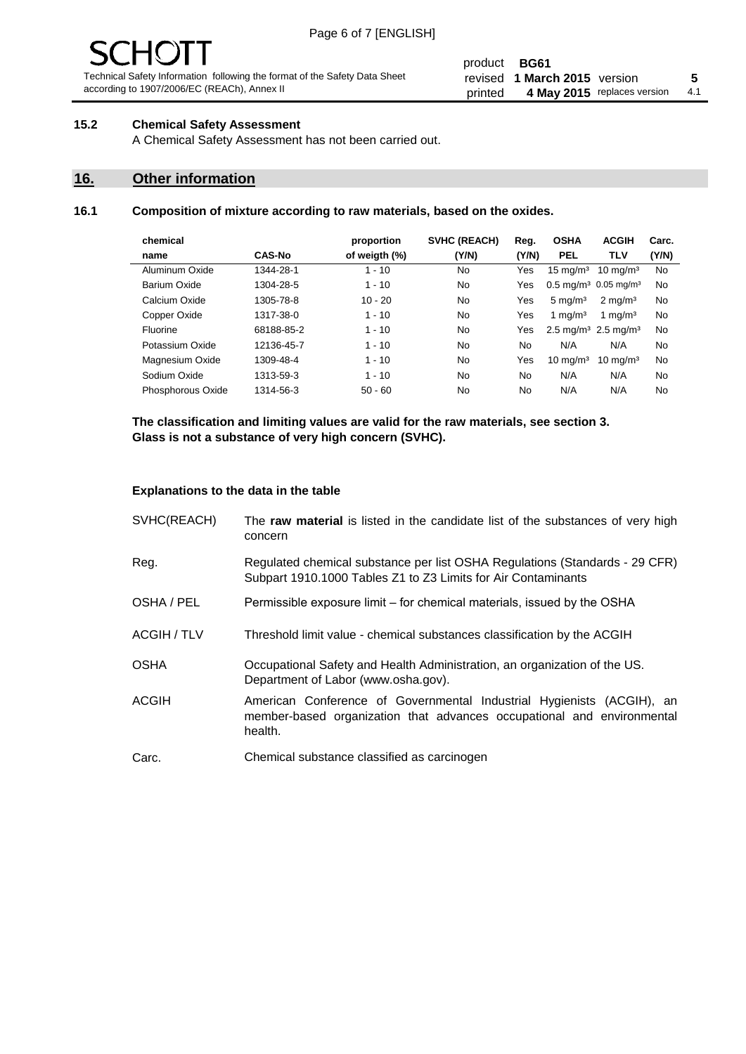### 15.2 Chemical Safety Assessment

A Chemical Safety Assessment has not been carried out.

## 16. Other information

### 16.1 Composition of mixture according to raw materials, based on the oxides.

| chemical name | CAS-No | proportion of weigth (%) | SVHC (REACH) (Y/N) | Reg. (Y/N) | OSHA PEL | ACGIH TLV | Carc. (Y/N) |
|---|---|---|---|---|---|---|---|
| Aluminum Oxide | 1344-28-1 | 1 - 10 | No | Yes | 15 mg/m³ | 10 mg/m³ | No |
| Barium Oxide | 1304-28-5 | 1 - 10 | No | Yes | 0.5 mg/m³ | 0.05 mg/m³ | No |
| Calcium Oxide | 1305-78-8 | 10 - 20 | No | Yes | 5 mg/m³ | 2 mg/m³ | No |
| Copper Oxide | 1317-38-0 | 1 - 10 | No | Yes | 1 mg/m³ | 1 mg/m³ | No |
| Fluorine | 68188-85-2 | 1 - 10 | No | Yes | 2.5 mg/m³ | 2.5 mg/m³ | No |
| Potassium Oxide | 12136-45-7 | 1 - 10 | No | No | N/A | N/A | No |
| Magnesium Oxide | 1309-48-4 | 1 - 10 | No | Yes | 10 mg/m³ | 10 mg/m³ | No |
| Sodium Oxide | 1313-59-3 | 1 - 10 | No | No | N/A | N/A | No |
| Phosphorous Oxide | 1314-56-3 | 50 - 60 | No | No | N/A | N/A | No |

**The classification and limiting values are valid for the raw materials, see section 3. Glass is not a substance of very high concern (SVHC).**

**Explanations to the data in the table**

| | |
|---|---|
| SVHC(REACH) | The **raw material** is listed in the candidate list of the substances of very high concern |
| Reg. | Regulated chemical substance per list OSHA Regulations (Standards - 29 CFR) Subpart 1910.1000 Tables Z1 to Z3 Limits for Air Contaminants |
| OSHA / PEL | Permissible exposure limit – for chemical materials, issued by the OSHA |
| ACGIH / TLV | Threshold limit value - chemical substances classification by the ACGIH |
| OSHA | Occupational Safety and Health Administration, an organization of the US. Department of Labor (www.osha.gov). |
| ACGIH | American Conference of Governmental Industrial Hygienists (ACGIH), an member-based organization that advances occupational and environmental health. |
| Carc. | Chemical substance classified as carcinogen |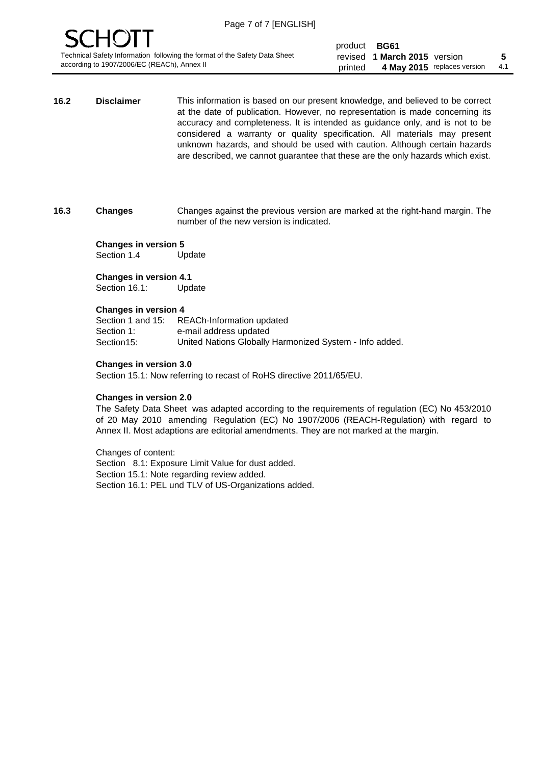**16.2 Disclaimer**

This information is based on our present knowledge, and believed to be correct at the date of publication. However, no representation is made concerning its accuracy and completeness. It is intended as guidance only, and is not to be considered a warranty or quality specification. All materials may present unknown hazards, and should be used with caution. Although certain hazards are described, we cannot guarantee that these are the only hazards which exist.

**16.3 Changes**

Changes against the previous version are marked at the right-hand margin. The number of the new version is indicated.

**Changes in version 5**

Section 1.4 Update

**Changes in version 4.1**

Section 16.1: Update

**Changes in version 4**

| | |
|---|---|
| Section 1 and 15: | REACh-Information updated |
| Section 1: | e-mail address updated |
| Section15: | United Nations Globally Harmonized System - Info added. |

**Changes in version 3.0**

Section 15.1: Now referring to recast of RoHS directive 2011/65/EU.

**Changes in version 2.0**

The Safety Data Sheet was adapted according to the requirements of regulation (EC) No 453/2010 of 20 May 2010 amending Regulation (EC) No 1907/2006 (REACH-Regulation) with regard to Annex II. Most adaptions are editorial amendments. They are not marked at the margin.

Changes of content:
Section 8.1: Exposure Limit Value for dust added.
Section 15.1: Note regarding review added.
Section 16.1: PEL und TLV of US-Organizations added.